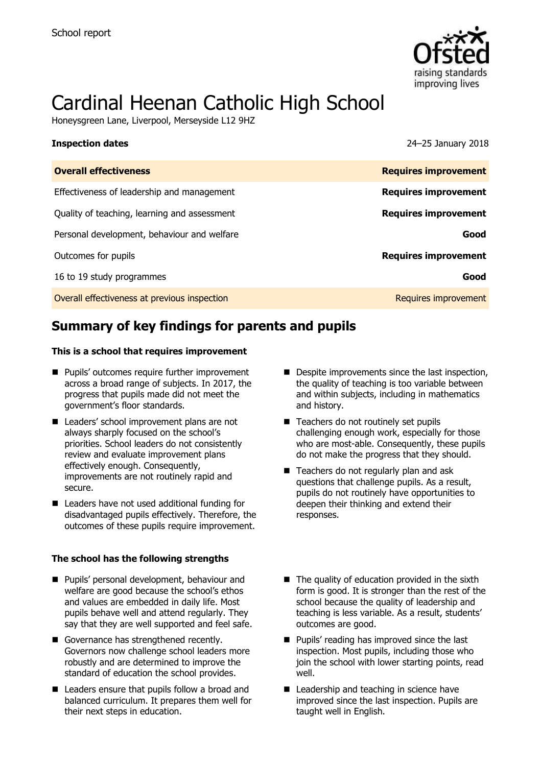School report

# Cardinal Heenan Catholic High School

Honeysgreen Lane, Liverpool, Merseyside L12 9HZ

**Inspection dates** 24–25 January 2018

| **Overall effectiveness** | **Requires improvement** |
| --- | --- |
| Effectiveness of leadership and management | **Requires improvement** |
| Quality of teaching, learning and assessment | **Requires improvement** |
| Personal development, behaviour and welfare | **Good** |
| Outcomes for pupils | **Requires improvement** |
| 16 to 19 study programmes | **Good** |
| Overall effectiveness at previous inspection | Requires improvement |

## Summary of key findings for parents and pupils

**This is a school that requires improvement**

- Pupils' outcomes require further improvement across a broad range of subjects. In 2017, the progress that pupils made did not meet the government's floor standards.
- Leaders' school improvement plans are not always sharply focused on the school's priorities. School leaders do not consistently review and evaluate improvement plans effectively enough. Consequently, improvements are not routinely rapid and secure.
- Leaders have not used additional funding for disadvantaged pupils effectively. Therefore, the outcomes of these pupils require improvement.
- Despite improvements since the last inspection, the quality of teaching is too variable between and within subjects, including in mathematics and history.
- Teachers do not routinely set pupils challenging enough work, especially for those who are most-able. Consequently, these pupils do not make the progress that they should.
- Teachers do not regularly plan and ask questions that challenge pupils. As a result, pupils do not routinely have opportunities to deepen their thinking and extend their responses.

**The school has the following strengths**

- Pupils' personal development, behaviour and welfare are good because the school's ethos and values are embedded in daily life. Most pupils behave well and attend regularly. They say that they are well supported and feel safe.
- Governance has strengthened recently. Governors now challenge school leaders more robustly and are determined to improve the standard of education the school provides.
- Leaders ensure that pupils follow a broad and balanced curriculum. It prepares them well for their next steps in education.
- The quality of education provided in the sixth form is good. It is stronger than the rest of the school because the quality of leadership and teaching is less variable. As a result, students' outcomes are good.
- Pupils' reading has improved since the last inspection. Most pupils, including those who join the school with lower starting points, read well.
- Leadership and teaching in science have improved since the last inspection. Pupils are taught well in English.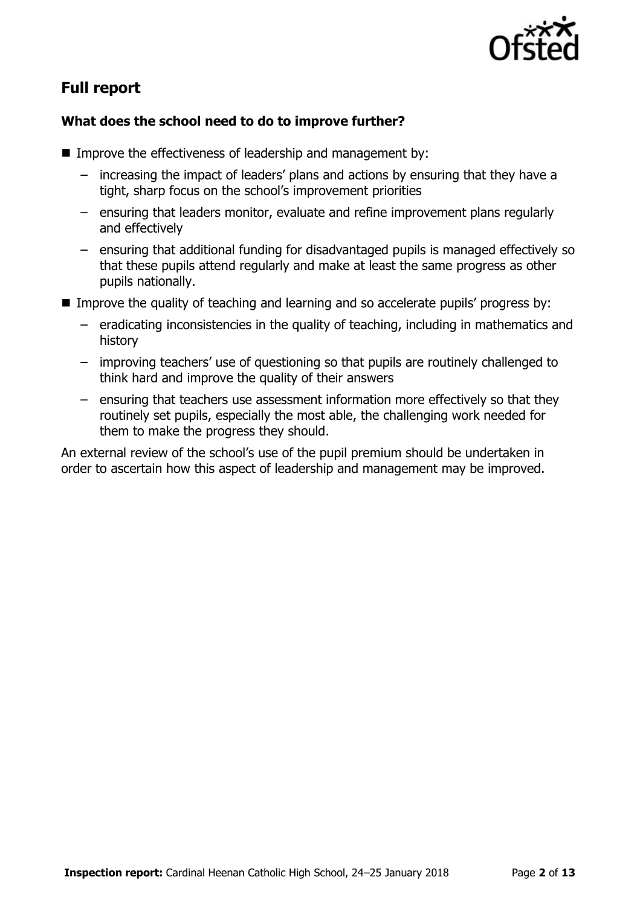## Full report

### What does the school need to do to improve further?

- Improve the effectiveness of leadership and management by:
  - increasing the impact of leaders' plans and actions by ensuring that they have a tight, sharp focus on the school's improvement priorities
  - ensuring that leaders monitor, evaluate and refine improvement plans regularly and effectively
  - ensuring that additional funding for disadvantaged pupils is managed effectively so that these pupils attend regularly and make at least the same progress as other pupils nationally.
- Improve the quality of teaching and learning and so accelerate pupils' progress by:
  - eradicating inconsistencies in the quality of teaching, including in mathematics and history
  - improving teachers' use of questioning so that pupils are routinely challenged to think hard and improve the quality of their answers
  - ensuring that teachers use assessment information more effectively so that they routinely set pupils, especially the most able, the challenging work needed for them to make the progress they should.

An external review of the school's use of the pupil premium should be undertaken in order to ascertain how this aspect of leadership and management may be improved.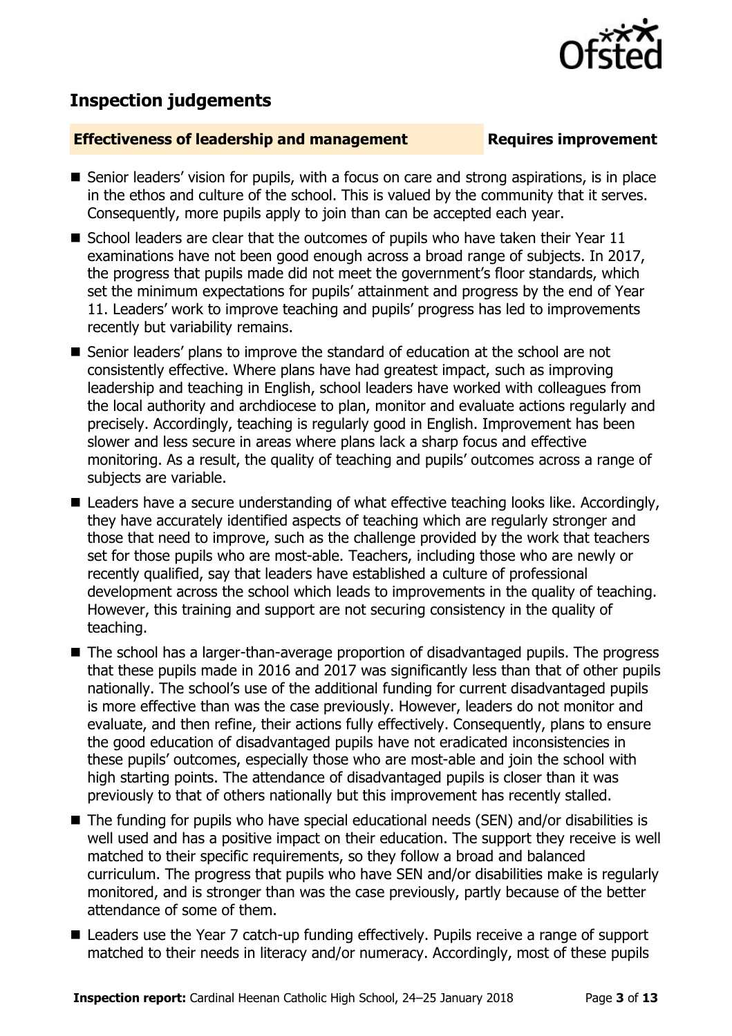## Inspection judgements

**Effectiveness of leadership and management** **Requires improvement**

- Senior leaders' vision for pupils, with a focus on care and strong aspirations, is in place in the ethos and culture of the school. This is valued by the community that it serves. Consequently, more pupils apply to join than can be accepted each year.
- School leaders are clear that the outcomes of pupils who have taken their Year 11 examinations have not been good enough across a broad range of subjects. In 2017, the progress that pupils made did not meet the government's floor standards, which set the minimum expectations for pupils' attainment and progress by the end of Year 11. Leaders' work to improve teaching and pupils' progress has led to improvements recently but variability remains.
- Senior leaders' plans to improve the standard of education at the school are not consistently effective. Where plans have had greatest impact, such as improving leadership and teaching in English, school leaders have worked with colleagues from the local authority and archdiocese to plan, monitor and evaluate actions regularly and precisely. Accordingly, teaching is regularly good in English. Improvement has been slower and less secure in areas where plans lack a sharp focus and effective monitoring. As a result, the quality of teaching and pupils' outcomes across a range of subjects are variable.
- Leaders have a secure understanding of what effective teaching looks like. Accordingly, they have accurately identified aspects of teaching which are regularly stronger and those that need to improve, such as the challenge provided by the work that teachers set for those pupils who are most-able. Teachers, including those who are newly or recently qualified, say that leaders have established a culture of professional development across the school which leads to improvements in the quality of teaching. However, this training and support are not securing consistency in the quality of teaching.
- The school has a larger-than-average proportion of disadvantaged pupils. The progress that these pupils made in 2016 and 2017 was significantly less than that of other pupils nationally. The school's use of the additional funding for current disadvantaged pupils is more effective than was the case previously. However, leaders do not monitor and evaluate, and then refine, their actions fully effectively. Consequently, plans to ensure the good education of disadvantaged pupils have not eradicated inconsistencies in these pupils' outcomes, especially those who are most-able and join the school with high starting points. The attendance of disadvantaged pupils is closer than it was previously to that of others nationally but this improvement has recently stalled.
- The funding for pupils who have special educational needs (SEN) and/or disabilities is well used and has a positive impact on their education. The support they receive is well matched to their specific requirements, so they follow a broad and balanced curriculum. The progress that pupils who have SEN and/or disabilities make is regularly monitored, and is stronger than was the case previously, partly because of the better attendance of some of them.
- Leaders use the Year 7 catch-up funding effectively. Pupils receive a range of support matched to their needs in literacy and/or numeracy. Accordingly, most of these pupils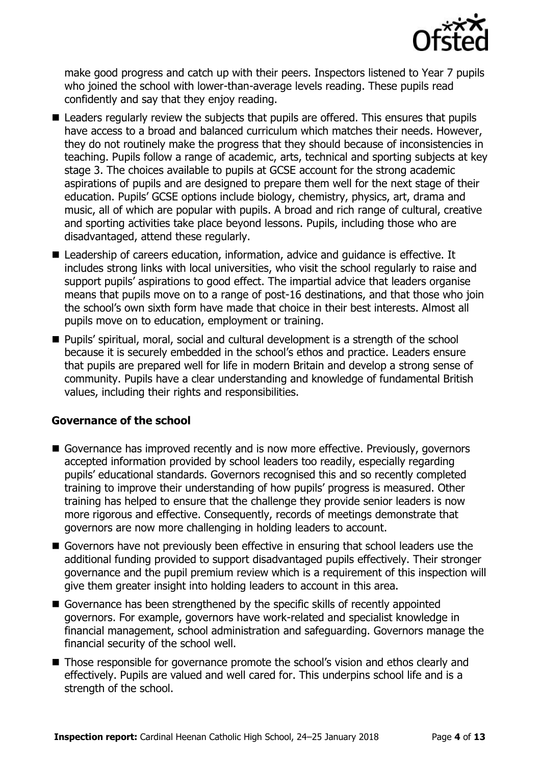make good progress and catch up with their peers. Inspectors listened to Year 7 pupils who joined the school with lower-than-average levels reading. These pupils read confidently and say that they enjoy reading.

- Leaders regularly review the subjects that pupils are offered. This ensures that pupils have access to a broad and balanced curriculum which matches their needs. However, they do not routinely make the progress that they should because of inconsistencies in teaching. Pupils follow a range of academic, arts, technical and sporting subjects at key stage 3. The choices available to pupils at GCSE account for the strong academic aspirations of pupils and are designed to prepare them well for the next stage of their education. Pupils' GCSE options include biology, chemistry, physics, art, drama and music, all of which are popular with pupils. A broad and rich range of cultural, creative and sporting activities take place beyond lessons. Pupils, including those who are disadvantaged, attend these regularly.
- Leadership of careers education, information, advice and guidance is effective. It includes strong links with local universities, who visit the school regularly to raise and support pupils' aspirations to good effect. The impartial advice that leaders organise means that pupils move on to a range of post-16 destinations, and that those who join the school's own sixth form have made that choice in their best interests. Almost all pupils move on to education, employment or training.
- Pupils' spiritual, moral, social and cultural development is a strength of the school because it is securely embedded in the school's ethos and practice. Leaders ensure that pupils are prepared well for life in modern Britain and develop a strong sense of community. Pupils have a clear understanding and knowledge of fundamental British values, including their rights and responsibilities.

### Governance of the school

- Governance has improved recently and is now more effective. Previously, governors accepted information provided by school leaders too readily, especially regarding pupils' educational standards. Governors recognised this and so recently completed training to improve their understanding of how pupils' progress is measured. Other training has helped to ensure that the challenge they provide senior leaders is now more rigorous and effective. Consequently, records of meetings demonstrate that governors are now more challenging in holding leaders to account.
- Governors have not previously been effective in ensuring that school leaders use the additional funding provided to support disadvantaged pupils effectively. Their stronger governance and the pupil premium review which is a requirement of this inspection will give them greater insight into holding leaders to account in this area.
- Governance has been strengthened by the specific skills of recently appointed governors. For example, governors have work-related and specialist knowledge in financial management, school administration and safeguarding. Governors manage the financial security of the school well.
- Those responsible for governance promote the school's vision and ethos clearly and effectively. Pupils are valued and well cared for. This underpins school life and is a strength of the school.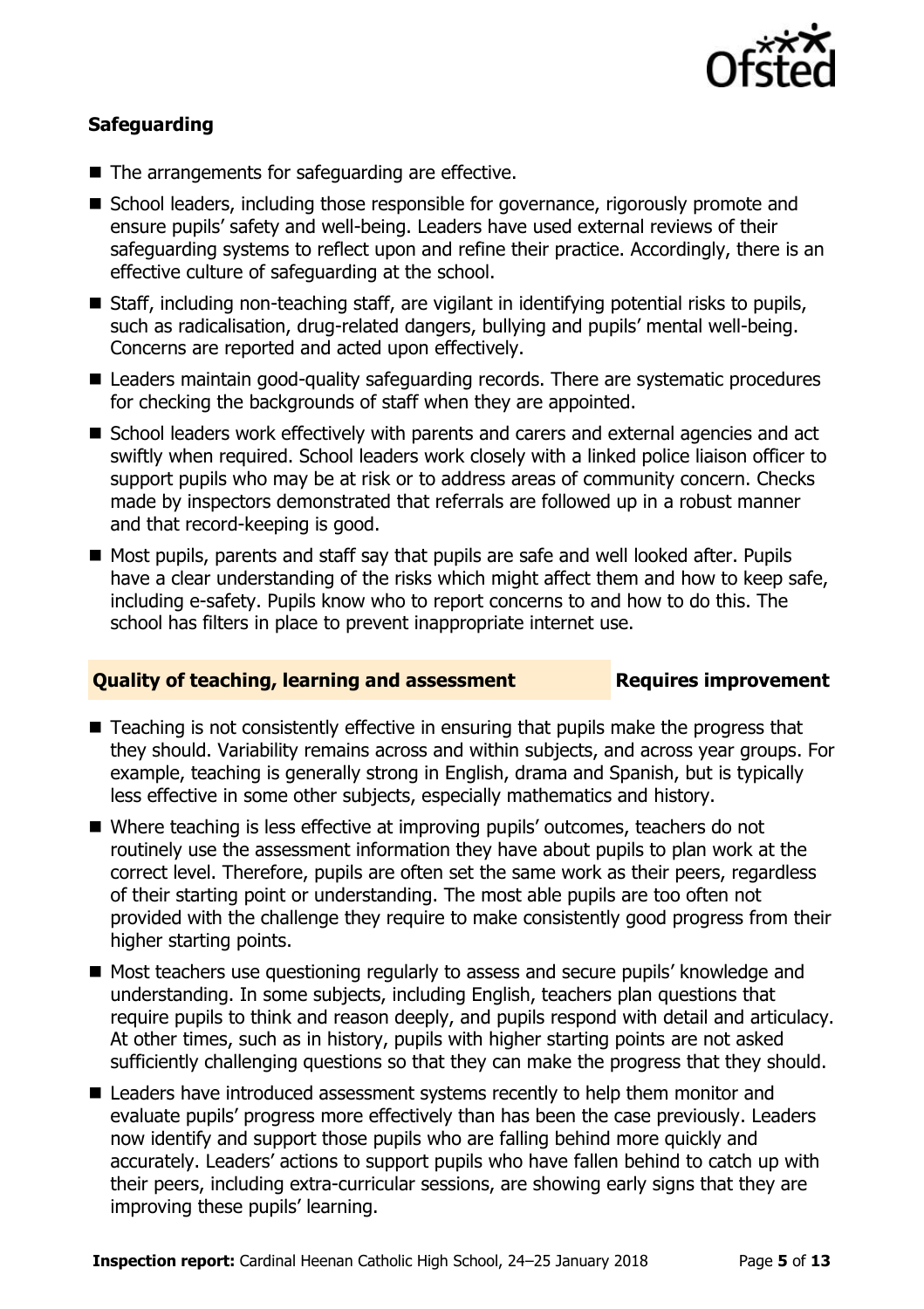### Safeguarding

- The arrangements for safeguarding are effective.
- School leaders, including those responsible for governance, rigorously promote and ensure pupils' safety and well-being. Leaders have used external reviews of their safeguarding systems to reflect upon and refine their practice. Accordingly, there is an effective culture of safeguarding at the school.
- Staff, including non-teaching staff, are vigilant in identifying potential risks to pupils, such as radicalisation, drug-related dangers, bullying and pupils' mental well-being. Concerns are reported and acted upon effectively.
- Leaders maintain good-quality safeguarding records. There are systematic procedures for checking the backgrounds of staff when they are appointed.
- School leaders work effectively with parents and carers and external agencies and act swiftly when required. School leaders work closely with a linked police liaison officer to support pupils who may be at risk or to address areas of community concern. Checks made by inspectors demonstrated that referrals are followed up in a robust manner and that record-keeping is good.
- Most pupils, parents and staff say that pupils are safe and well looked after. Pupils have a clear understanding of the risks which might affect them and how to keep safe, including e-safety. Pupils know who to report concerns to and how to do this. The school has filters in place to prevent inappropriate internet use.

### Quality of teaching, learning and assessment — Requires improvement

- Teaching is not consistently effective in ensuring that pupils make the progress that they should. Variability remains across and within subjects, and across year groups. For example, teaching is generally strong in English, drama and Spanish, but is typically less effective in some other subjects, especially mathematics and history.
- Where teaching is less effective at improving pupils' outcomes, teachers do not routinely use the assessment information they have about pupils to plan work at the correct level. Therefore, pupils are often set the same work as their peers, regardless of their starting point or understanding. The most able pupils are too often not provided with the challenge they require to make consistently good progress from their higher starting points.
- Most teachers use questioning regularly to assess and secure pupils' knowledge and understanding. In some subjects, including English, teachers plan questions that require pupils to think and reason deeply, and pupils respond with detail and articulacy. At other times, such as in history, pupils with higher starting points are not asked sufficiently challenging questions so that they can make the progress that they should.
- Leaders have introduced assessment systems recently to help them monitor and evaluate pupils' progress more effectively than has been the case previously. Leaders now identify and support those pupils who are falling behind more quickly and accurately. Leaders' actions to support pupils who have fallen behind to catch up with their peers, including extra-curricular sessions, are showing early signs that they are improving these pupils' learning.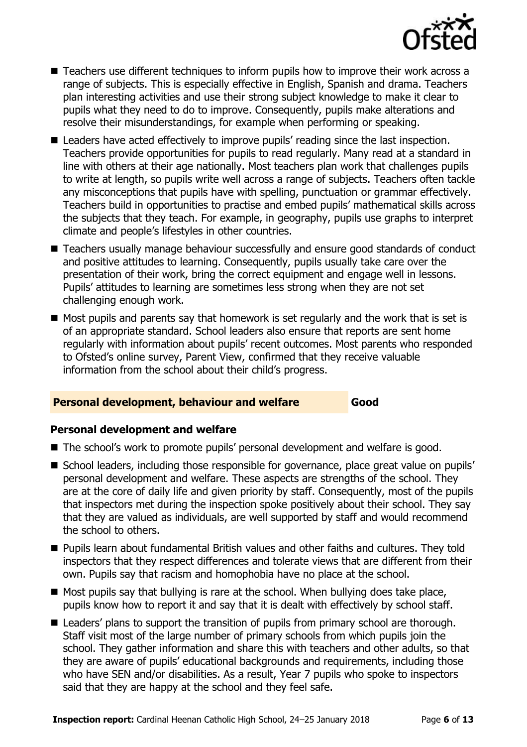- Teachers use different techniques to inform pupils how to improve their work across a range of subjects. This is especially effective in English, Spanish and drama. Teachers plan interesting activities and use their strong subject knowledge to make it clear to pupils what they need to do to improve. Consequently, pupils make alterations and resolve their misunderstandings, for example when performing or speaking.
- Leaders have acted effectively to improve pupils' reading since the last inspection. Teachers provide opportunities for pupils to read regularly. Many read at a standard in line with others at their age nationally. Most teachers plan work that challenges pupils to write at length, so pupils write well across a range of subjects. Teachers often tackle any misconceptions that pupils have with spelling, punctuation or grammar effectively. Teachers build in opportunities to practise and embed pupils' mathematical skills across the subjects that they teach. For example, in geography, pupils use graphs to interpret climate and people's lifestyles in other countries.
- Teachers usually manage behaviour successfully and ensure good standards of conduct and positive attitudes to learning. Consequently, pupils usually take care over the presentation of their work, bring the correct equipment and engage well in lessons. Pupils' attitudes to learning are sometimes less strong when they are not set challenging enough work.
- Most pupils and parents say that homework is set regularly and the work that is set is of an appropriate standard. School leaders also ensure that reports are sent home regularly with information about pupils' recent outcomes. Most parents who responded to Ofsted's online survey, Parent View, confirmed that they receive valuable information from the school about their child's progress.

## Personal development, behaviour and welfare — Good

### Personal development and welfare

- The school's work to promote pupils' personal development and welfare is good.
- School leaders, including those responsible for governance, place great value on pupils' personal development and welfare. These aspects are strengths of the school. They are at the core of daily life and given priority by staff. Consequently, most of the pupils that inspectors met during the inspection spoke positively about their school. They say that they are valued as individuals, are well supported by staff and would recommend the school to others.
- Pupils learn about fundamental British values and other faiths and cultures. They told inspectors that they respect differences and tolerate views that are different from their own. Pupils say that racism and homophobia have no place at the school.
- Most pupils say that bullying is rare at the school. When bullying does take place, pupils know how to report it and say that it is dealt with effectively by school staff.
- Leaders' plans to support the transition of pupils from primary school are thorough. Staff visit most of the large number of primary schools from which pupils join the school. They gather information and share this with teachers and other adults, so that they are aware of pupils' educational backgrounds and requirements, including those who have SEN and/or disabilities. As a result, Year 7 pupils who spoke to inspectors said that they are happy at the school and they feel safe.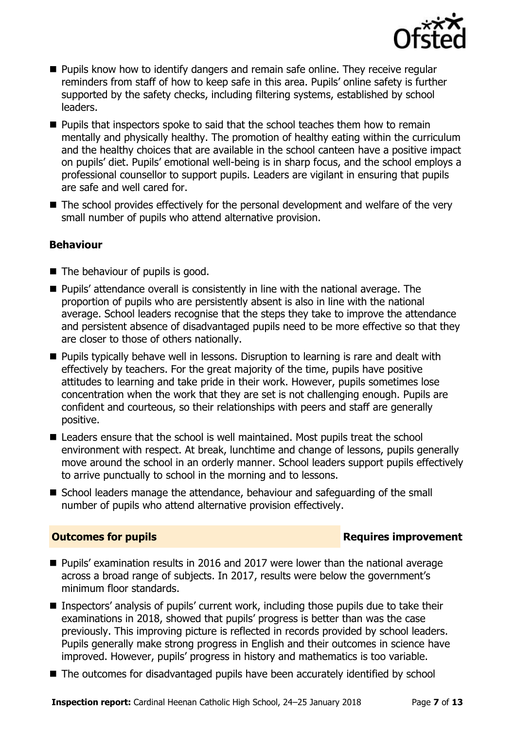- Pupils know how to identify dangers and remain safe online. They receive regular reminders from staff of how to keep safe in this area. Pupils' online safety is further supported by the safety checks, including filtering systems, established by school leaders.
- Pupils that inspectors spoke to said that the school teaches them how to remain mentally and physically healthy. The promotion of healthy eating within the curriculum and the healthy choices that are available in the school canteen have a positive impact on pupils' diet. Pupils' emotional well-being is in sharp focus, and the school employs a professional counsellor to support pupils. Leaders are vigilant in ensuring that pupils are safe and well cared for.
- The school provides effectively for the personal development and welfare of the very small number of pupils who attend alternative provision.

**Behaviour**

- The behaviour of pupils is good.
- Pupils' attendance overall is consistently in line with the national average. The proportion of pupils who are persistently absent is also in line with the national average. School leaders recognise that the steps they take to improve the attendance and persistent absence of disadvantaged pupils need to be more effective so that they are closer to those of others nationally.
- Pupils typically behave well in lessons. Disruption to learning is rare and dealt with effectively by teachers. For the great majority of the time, pupils have positive attitudes to learning and take pride in their work. However, pupils sometimes lose concentration when the work that they are set is not challenging enough. Pupils are confident and courteous, so their relationships with peers and staff are generally positive.
- Leaders ensure that the school is well maintained. Most pupils treat the school environment with respect. At break, lunchtime and change of lessons, pupils generally move around the school in an orderly manner. School leaders support pupils effectively to arrive punctually to school in the morning and to lessons.
- School leaders manage the attendance, behaviour and safeguarding of the small number of pupils who attend alternative provision effectively.

## Outcomes for pupils — Requires improvement

- Pupils' examination results in 2016 and 2017 were lower than the national average across a broad range of subjects. In 2017, results were below the government's minimum floor standards.
- Inspectors' analysis of pupils' current work, including those pupils due to take their examinations in 2018, showed that pupils' progress is better than was the case previously. This improving picture is reflected in records provided by school leaders. Pupils generally make strong progress in English and their outcomes in science have improved. However, pupils' progress in history and mathematics is too variable.
- The outcomes for disadvantaged pupils have been accurately identified by school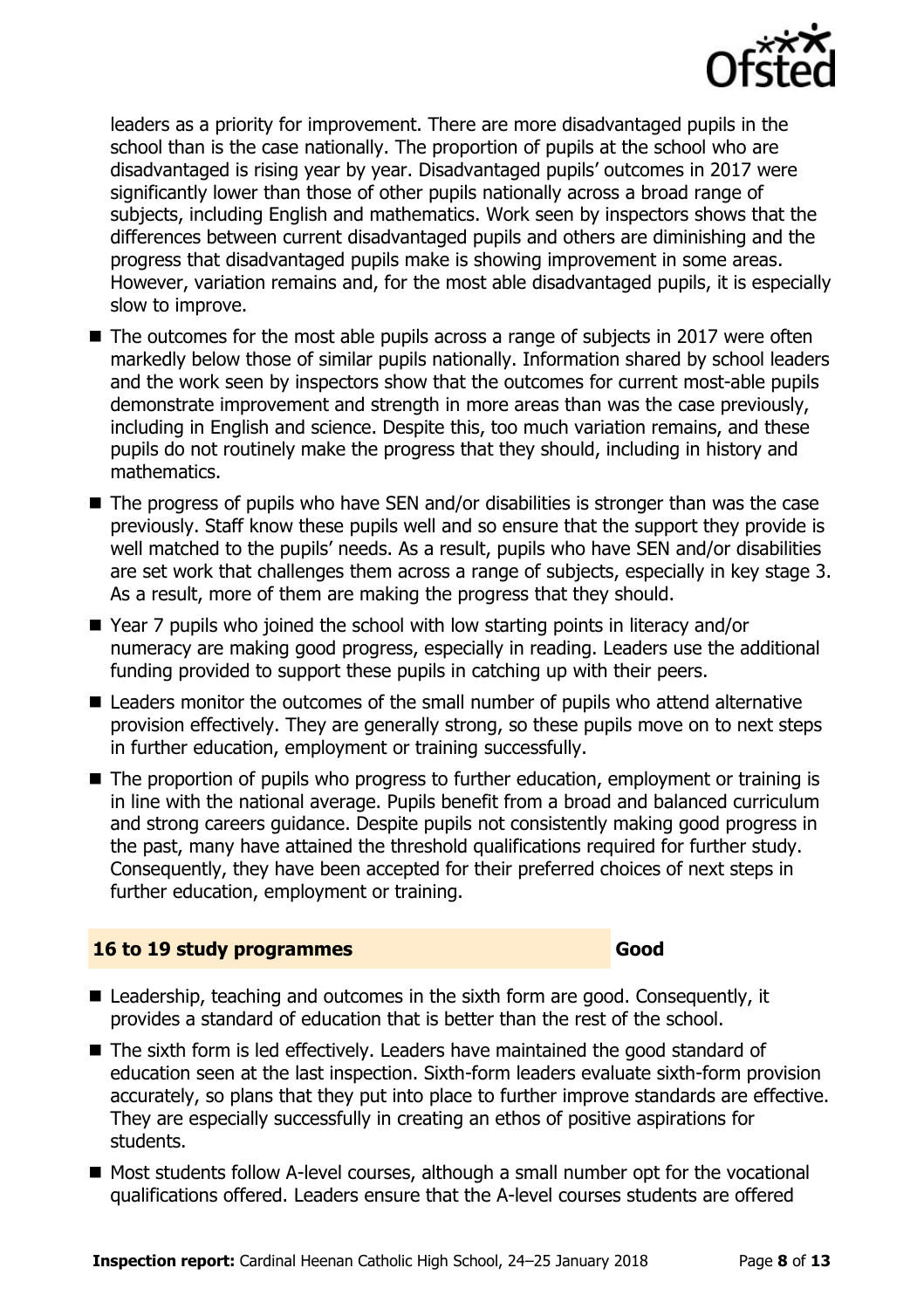leaders as a priority for improvement. There are more disadvantaged pupils in the school than is the case nationally. The proportion of pupils at the school who are disadvantaged is rising year by year. Disadvantaged pupils' outcomes in 2017 were significantly lower than those of other pupils nationally across a broad range of subjects, including English and mathematics. Work seen by inspectors shows that the differences between current disadvantaged pupils and others are diminishing and the progress that disadvantaged pupils make is showing improvement in some areas. However, variation remains and, for the most able disadvantaged pupils, it is especially slow to improve.

- The outcomes for the most able pupils across a range of subjects in 2017 were often markedly below those of similar pupils nationally. Information shared by school leaders and the work seen by inspectors show that the outcomes for current most-able pupils demonstrate improvement and strength in more areas than was the case previously, including in English and science. Despite this, too much variation remains, and these pupils do not routinely make the progress that they should, including in history and mathematics.
- The progress of pupils who have SEN and/or disabilities is stronger than was the case previously. Staff know these pupils well and so ensure that the support they provide is well matched to the pupils' needs. As a result, pupils who have SEN and/or disabilities are set work that challenges them across a range of subjects, especially in key stage 3. As a result, more of them are making the progress that they should.
- Year 7 pupils who joined the school with low starting points in literacy and/or numeracy are making good progress, especially in reading. Leaders use the additional funding provided to support these pupils in catching up with their peers.
- Leaders monitor the outcomes of the small number of pupils who attend alternative provision effectively. They are generally strong, so these pupils move on to next steps in further education, employment or training successfully.
- The proportion of pupils who progress to further education, employment or training is in line with the national average. Pupils benefit from a broad and balanced curriculum and strong careers guidance. Despite pupils not consistently making good progress in the past, many have attained the threshold qualifications required for further study. Consequently, they have been accepted for their preferred choices of next steps in further education, employment or training.

## 16 to 19 study programmes — Good

- Leadership, teaching and outcomes in the sixth form are good. Consequently, it provides a standard of education that is better than the rest of the school.
- The sixth form is led effectively. Leaders have maintained the good standard of education seen at the last inspection. Sixth-form leaders evaluate sixth-form provision accurately, so plans that they put into place to further improve standards are effective. They are especially successfully in creating an ethos of positive aspirations for students.
- Most students follow A-level courses, although a small number opt for the vocational qualifications offered. Leaders ensure that the A-level courses students are offered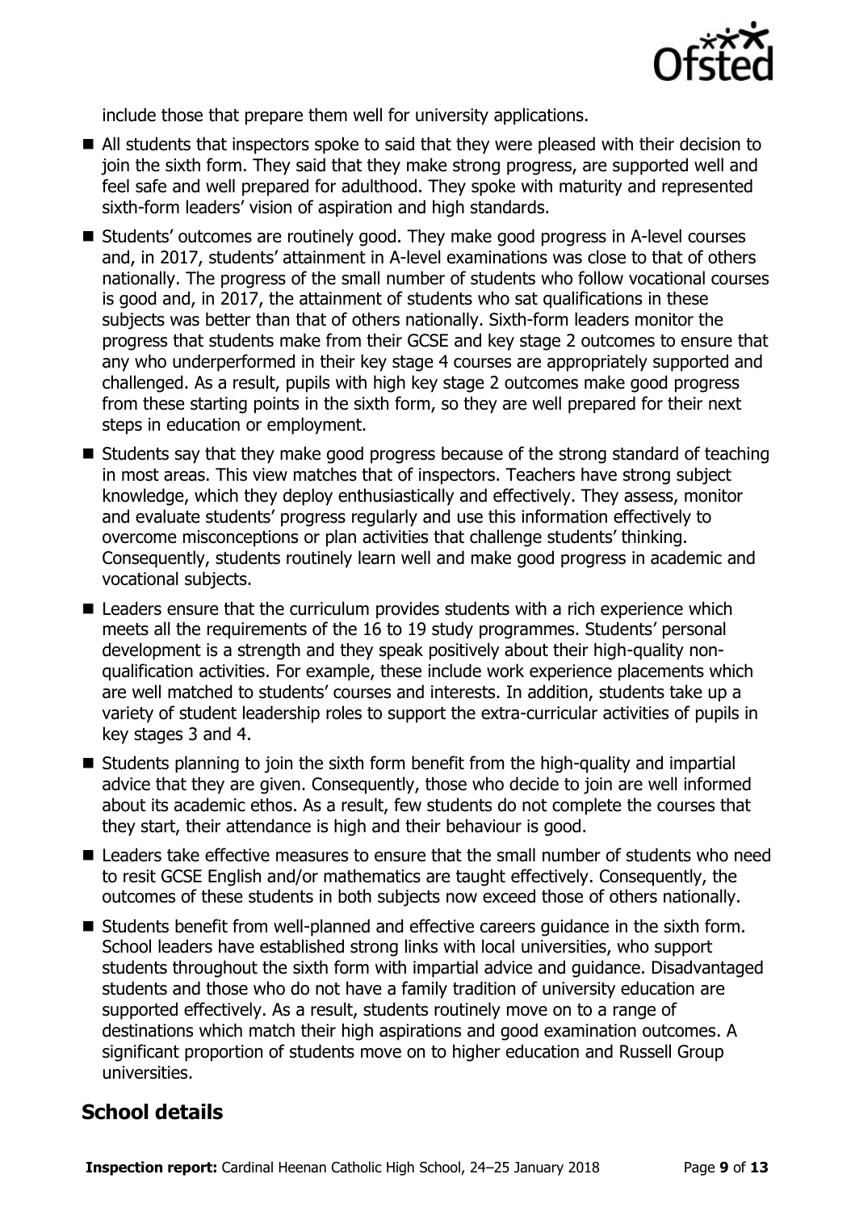include those that prepare them well for university applications.

- All students that inspectors spoke to said that they were pleased with their decision to join the sixth form. They said that they make strong progress, are supported well and feel safe and well prepared for adulthood. They spoke with maturity and represented sixth-form leaders' vision of aspiration and high standards.
- Students' outcomes are routinely good. They make good progress in A-level courses and, in 2017, students' attainment in A-level examinations was close to that of others nationally. The progress of the small number of students who follow vocational courses is good and, in 2017, the attainment of students who sat qualifications in these subjects was better than that of others nationally. Sixth-form leaders monitor the progress that students make from their GCSE and key stage 2 outcomes to ensure that any who underperformed in their key stage 4 courses are appropriately supported and challenged. As a result, pupils with high key stage 2 outcomes make good progress from these starting points in the sixth form, so they are well prepared for their next steps in education or employment.
- Students say that they make good progress because of the strong standard of teaching in most areas. This view matches that of inspectors. Teachers have strong subject knowledge, which they deploy enthusiastically and effectively. They assess, monitor and evaluate students' progress regularly and use this information effectively to overcome misconceptions or plan activities that challenge students' thinking. Consequently, students routinely learn well and make good progress in academic and vocational subjects.
- Leaders ensure that the curriculum provides students with a rich experience which meets all the requirements of the 16 to 19 study programmes. Students' personal development is a strength and they speak positively about their high-quality non-qualification activities. For example, these include work experience placements which are well matched to students' courses and interests. In addition, students take up a variety of student leadership roles to support the extra-curricular activities of pupils in key stages 3 and 4.
- Students planning to join the sixth form benefit from the high-quality and impartial advice that they are given. Consequently, those who decide to join are well informed about its academic ethos. As a result, few students do not complete the courses that they start, their attendance is high and their behaviour is good.
- Leaders take effective measures to ensure that the small number of students who need to resit GCSE English and/or mathematics are taught effectively. Consequently, the outcomes of these students in both subjects now exceed those of others nationally.
- Students benefit from well-planned and effective careers guidance in the sixth form. School leaders have established strong links with local universities, who support students throughout the sixth form with impartial advice and guidance. Disadvantaged students and those who do not have a family tradition of university education are supported effectively. As a result, students routinely move on to a range of destinations which match their high aspirations and good examination outcomes. A significant proportion of students move on to higher education and Russell Group universities.

## School details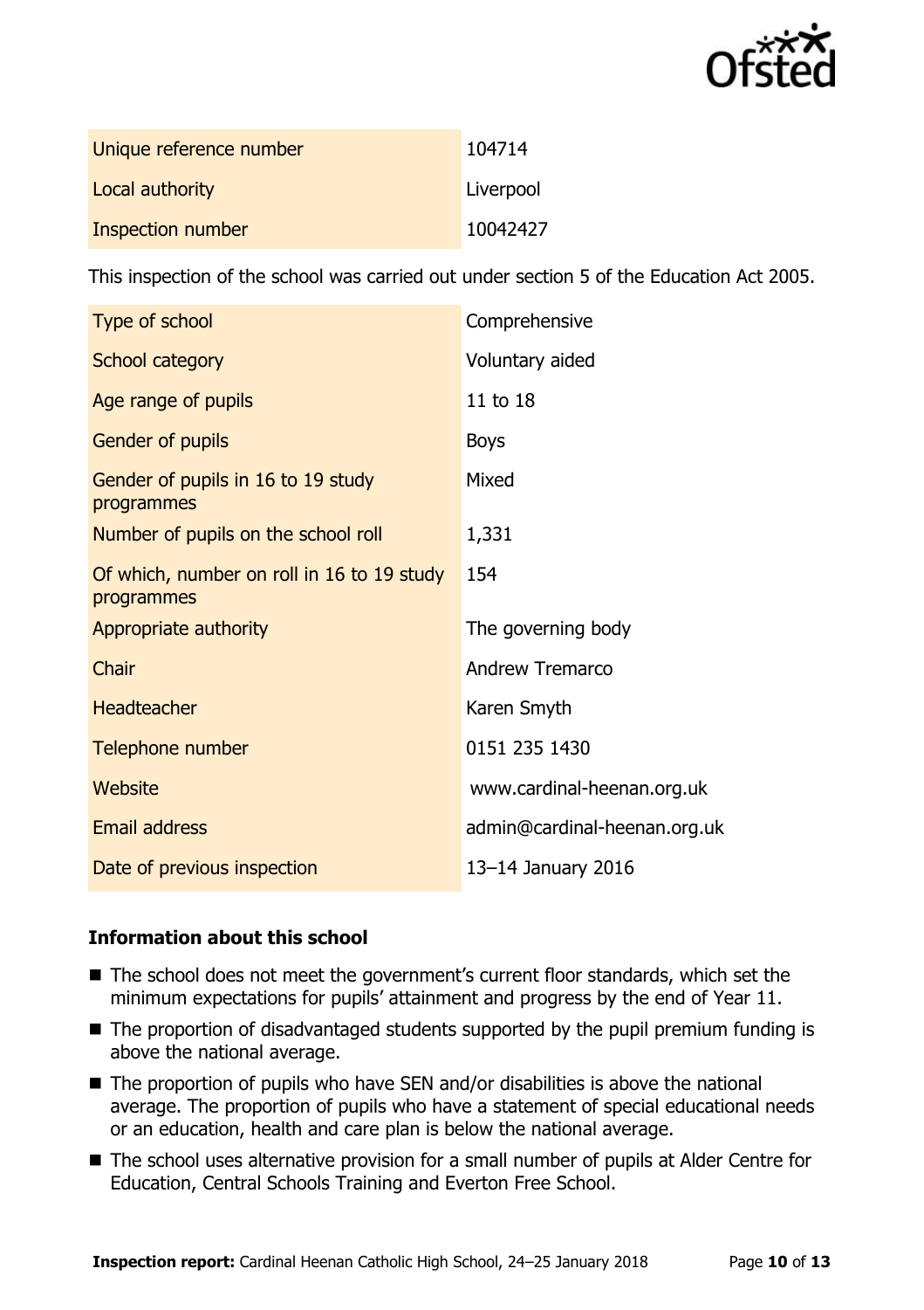| | |
|---|---|
| Unique reference number | 104714 |
| Local authority | Liverpool |
| Inspection number | 10042427 |

This inspection of the school was carried out under section 5 of the Education Act 2005.

| | |
|---|---|
| Type of school | Comprehensive |
| School category | Voluntary aided |
| Age range of pupils | 11 to 18 |
| Gender of pupils | Boys |
| Gender of pupils in 16 to 19 study programmes | Mixed |
| Number of pupils on the school roll | 1,331 |
| Of which, number on roll in 16 to 19 study programmes | 154 |
| Appropriate authority | The governing body |
| Chair | Andrew Tremarco |
| Headteacher | Karen Smyth |
| Telephone number | 0151 235 1430 |
| Website | www.cardinal-heenan.org.uk |
| Email address | admin@cardinal-heenan.org.uk |
| Date of previous inspection | 13–14 January 2016 |

### Information about this school

- The school does not meet the government's current floor standards, which set the minimum expectations for pupils' attainment and progress by the end of Year 11.
- The proportion of disadvantaged students supported by the pupil premium funding is above the national average.
- The proportion of pupils who have SEN and/or disabilities is above the national average. The proportion of pupils who have a statement of special educational needs or an education, health and care plan is below the national average.
- The school uses alternative provision for a small number of pupils at Alder Centre for Education, Central Schools Training and Everton Free School.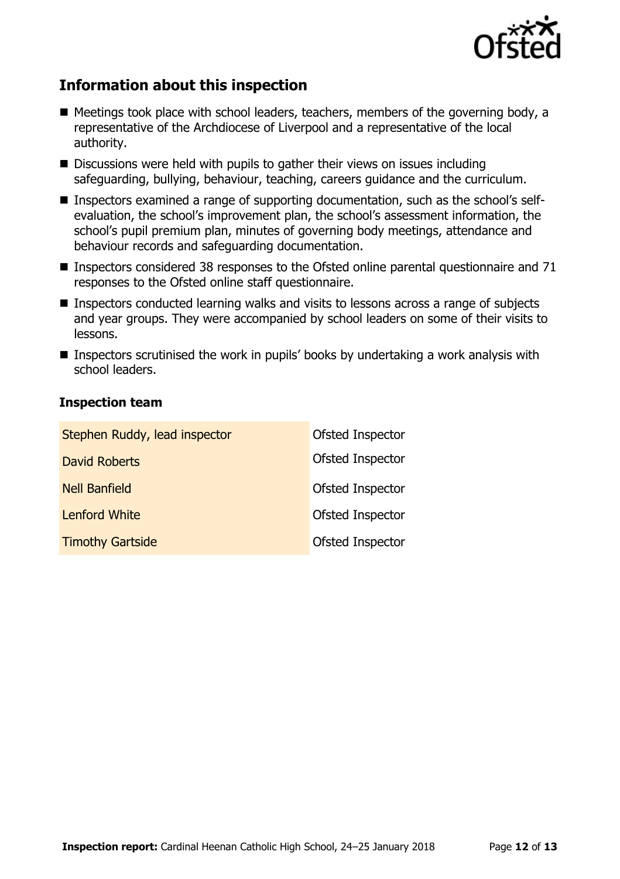## Information about this inspection

- Meetings took place with school leaders, teachers, members of the governing body, a representative of the Archdiocese of Liverpool and a representative of the local authority.
- Discussions were held with pupils to gather their views on issues including safeguarding, bullying, behaviour, teaching, careers guidance and the curriculum.
- Inspectors examined a range of supporting documentation, such as the school's self-evaluation, the school's improvement plan, the school's assessment information, the school's pupil premium plan, minutes of governing body meetings, attendance and behaviour records and safeguarding documentation.
- Inspectors considered 38 responses to the Ofsted online parental questionnaire and 71 responses to the Ofsted online staff questionnaire.
- Inspectors conducted learning walks and visits to lessons across a range of subjects and year groups. They were accompanied by school leaders on some of their visits to lessons.
- Inspectors scrutinised the work in pupils' books by undertaking a work analysis with school leaders.

### Inspection team

| | |
|---|---|
| Stephen Ruddy, lead inspector | Ofsted Inspector |
| David Roberts | Ofsted Inspector |
| Nell Banfield | Ofsted Inspector |
| Lenford White | Ofsted Inspector |
| Timothy Gartside | Ofsted Inspector |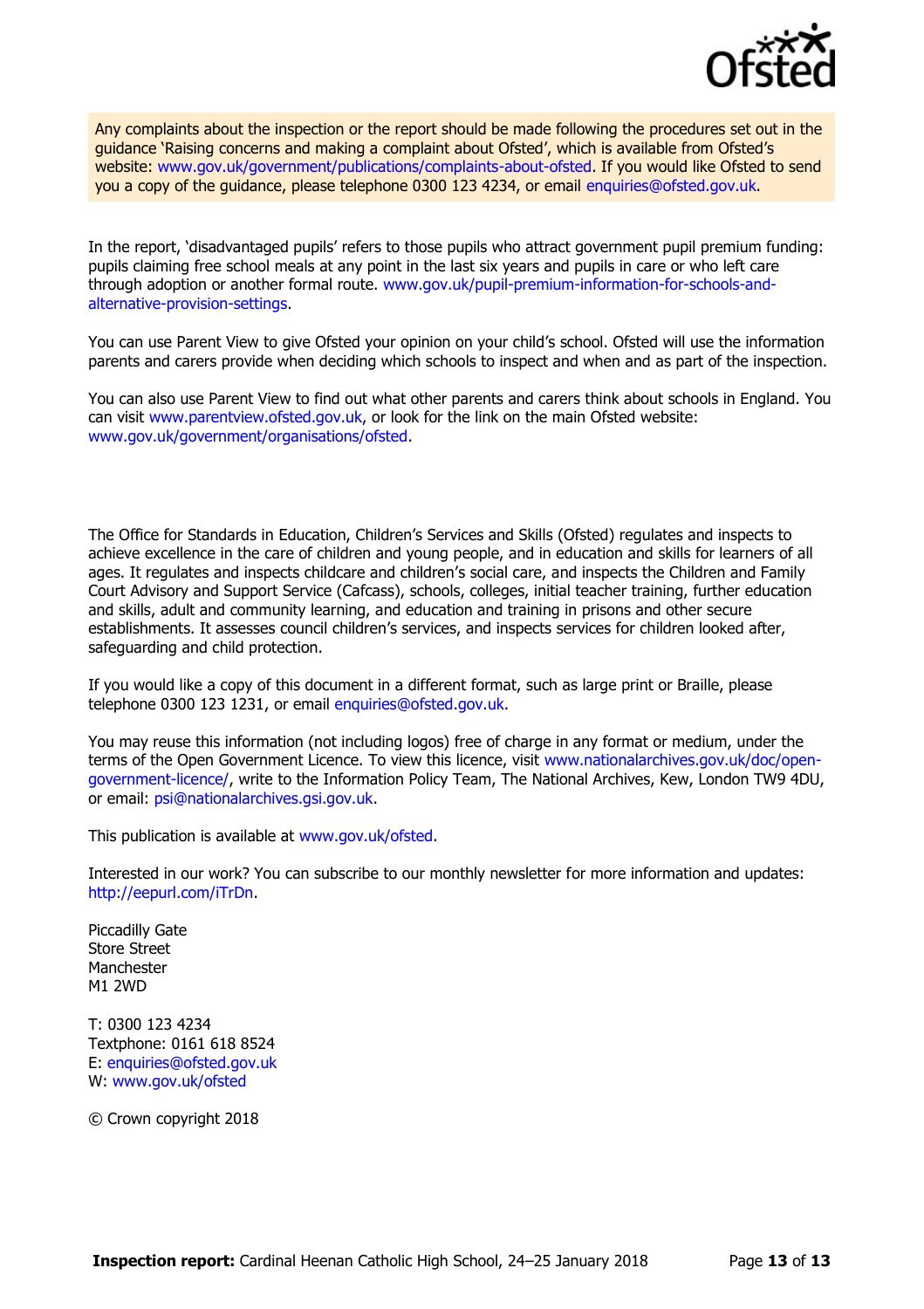Any complaints about the inspection or the report should be made following the procedures set out in the guidance 'Raising concerns and making a complaint about Ofsted', which is available from Ofsted's website: www.gov.uk/government/publications/complaints-about-ofsted. If you would like Ofsted to send you a copy of the guidance, please telephone 0300 123 4234, or email enquiries@ofsted.gov.uk.

In the report, 'disadvantaged pupils' refers to those pupils who attract government pupil premium funding: pupils claiming free school meals at any point in the last six years and pupils in care or who left care through adoption or another formal route. www.gov.uk/pupil-premium-information-for-schools-and-alternative-provision-settings.

You can use Parent View to give Ofsted your opinion on your child's school. Ofsted will use the information parents and carers provide when deciding which schools to inspect and when and as part of the inspection.

You can also use Parent View to find out what other parents and carers think about schools in England. You can visit www.parentview.ofsted.gov.uk, or look for the link on the main Ofsted website: www.gov.uk/government/organisations/ofsted.

The Office for Standards in Education, Children's Services and Skills (Ofsted) regulates and inspects to achieve excellence in the care of children and young people, and in education and skills for learners of all ages. It regulates and inspects childcare and children's social care, and inspects the Children and Family Court Advisory and Support Service (Cafcass), schools, colleges, initial teacher training, further education and skills, adult and community learning, and education and training in prisons and other secure establishments. It assesses council children's services, and inspects services for children looked after, safeguarding and child protection.

If you would like a copy of this document in a different format, such as large print or Braille, please telephone 0300 123 1231, or email enquiries@ofsted.gov.uk.

You may reuse this information (not including logos) free of charge in any format or medium, under the terms of the Open Government Licence. To view this licence, visit www.nationalarchives.gov.uk/doc/open-government-licence/, write to the Information Policy Team, The National Archives, Kew, London TW9 4DU, or email: psi@nationalarchives.gsi.gov.uk.

This publication is available at www.gov.uk/ofsted.

Interested in our work? You can subscribe to our monthly newsletter for more information and updates: http://eepurl.com/iTrDn.

Piccadilly Gate  
Store Street  
Manchester  
M1 2WD

T: 0300 123 4234  
Textphone: 0161 618 8524  
E: enquiries@ofsted.gov.uk  
W: www.gov.uk/ofsted

© Crown copyright 2018